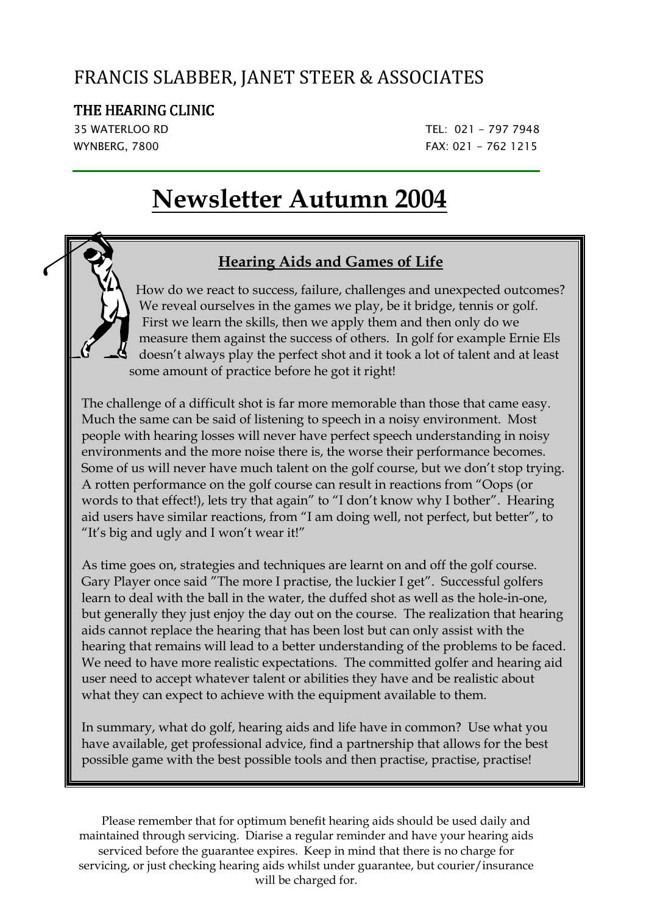FRANCIS SLABBER, JANET STEER & ASSOCIATES

**THE HEARING CLINIC**

35 WATERLOO RD
WYNBERG, 7800

TEL: 021 – 797 7948
FAX: 021 – 762 1215

# Newsletter Autumn 2004

## Hearing Aids and Games of Life

How do we react to success, failure, challenges and unexpected outcomes? We reveal ourselves in the games we play, be it bridge, tennis or golf. First we learn the skills, then we apply them and then only do we measure them against the success of others. In golf for example Ernie Els doesn't always play the perfect shot and it took a lot of talent and at least some amount of practice before he got it right!

The challenge of a difficult shot is far more memorable than those that came easy. Much the same can be said of listening to speech in a noisy environment. Most people with hearing losses will never have perfect speech understanding in noisy environments and the more noise there is, the worse their performance becomes. Some of us will never have much talent on the golf course, but we don't stop trying. A rotten performance on the golf course can result in reactions from "Oops (or words to that effect!), lets try that again" to "I don't know why I bother". Hearing aid users have similar reactions, from "I am doing well, not perfect, but better", to "It's big and ugly and I won't wear it!"

As time goes on, strategies and techniques are learnt on and off the golf course. Gary Player once said "The more I practise, the luckier I get". Successful golfers learn to deal with the ball in the water, the duffed shot as well as the hole-in-one, but generally they just enjoy the day out on the course. The realization that hearing aids cannot replace the hearing that has been lost but can only assist with the hearing that remains will lead to a better understanding of the problems to be faced. We need to have more realistic expectations. The committed golfer and hearing aid user need to accept whatever talent or abilities they have and be realistic about what they can expect to achieve with the equipment available to them.

In summary, what do golf, hearing aids and life have in common? Use what you have available, get professional advice, find a partnership that allows for the best possible game with the best possible tools and then practise, practise, practise!

Please remember that for optimum benefit hearing aids should be used daily and maintained through servicing. Diarise a regular reminder and have your hearing aids serviced before the guarantee expires. Keep in mind that there is no charge for servicing, or just checking hearing aids whilst under guarantee, but courier/insurance will be charged for.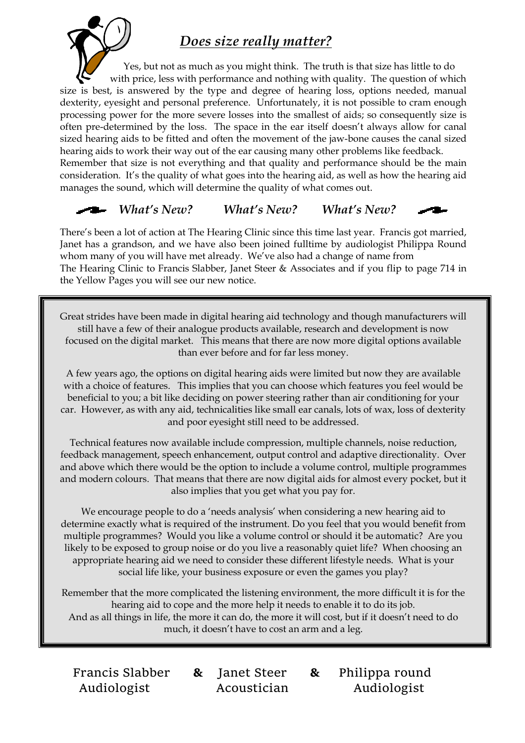## *Does size really matter?*

Yes, but not as much as you might think. The truth is that size has little to do with price, less with performance and nothing with quality. The question of which size is best, is answered by the type and degree of hearing loss, options needed, manual dexterity, eyesight and personal preference. Unfortunately, it is not possible to cram enough processing power for the more severe losses into the smallest of aids; so consequently size is often pre-determined by the loss. The space in the ear itself doesn't always allow for canal sized hearing aids to be fitted and often the movement of the jaw-bone causes the canal sized hearing aids to work their way out of the ear causing many other problems like feedback.
Remember that size is not everything and that quality and performance should be the main consideration. It's the quality of what goes into the hearing aid, as well as how the hearing aid manages the sound, which will determine the quality of what comes out.

## *What's New? What's New? What's New?*

There's been a lot of action at The Hearing Clinic since this time last year. Francis got married, Janet has a grandson, and we have also been joined fulltime by audiologist Philippa Round whom many of you will have met already. We've also had a change of name from The Hearing Clinic to Francis Slabber, Janet Steer & Associates and if you flip to page 714 in the Yellow Pages you will see our new notice.

Great strides have been made in digital hearing aid technology and though manufacturers will still have a few of their analogue products available, research and development is now focused on the digital market. This means that there are now more digital options available than ever before and for far less money.

A few years ago, the options on digital hearing aids were limited but now they are available with a choice of features. This implies that you can choose which features you feel would be beneficial to you; a bit like deciding on power steering rather than air conditioning for your car. However, as with any aid, technicalities like small ear canals, lots of wax, loss of dexterity and poor eyesight still need to be addressed.

Technical features now available include compression, multiple channels, noise reduction, feedback management, speech enhancement, output control and adaptive directionality. Over and above which there would be the option to include a volume control, multiple programmes and modern colours. That means that there are now digital aids for almost every pocket, but it also implies that you get what you pay for.

We encourage people to do a 'needs analysis' when considering a new hearing aid to determine exactly what is required of the instrument. Do you feel that you would benefit from multiple programmes? Would you like a volume control or should it be automatic? Are you likely to be exposed to group noise or do you live a reasonably quiet life? When choosing an appropriate hearing aid we need to consider these different lifestyle needs. What is your social life like, your business exposure or even the games you play?

Remember that the more complicated the listening environment, the more difficult it is for the hearing aid to cope and the more help it needs to enable it to do its job.
And as all things in life, the more it can do, the more it will cost, but if it doesn't need to do much, it doesn't have to cost an arm and a leg.

Francis Slabber & Janet Steer & Philippa round
Audiologist Acoustician Audiologist